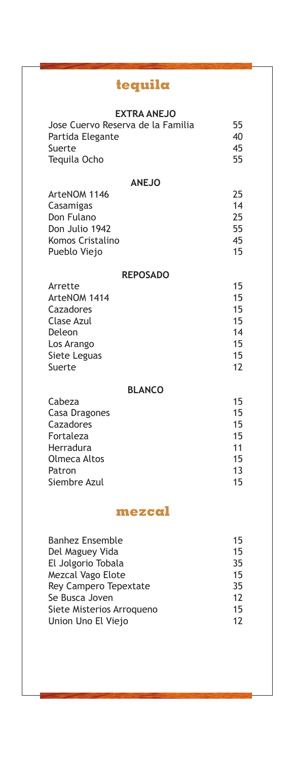# tequila

## EXTRA ANEJO

| | |
|---|---|
| Jose Cuervo Reserva de la Familia | 55 |
| Partida Elegante | 40 |
| Suerte | 45 |
| Tequila Ocho | 55 |

## ANEJO

| | |
|---|---|
| ArteNOM 1146 | 25 |
| Casamigas | 14 |
| Don Fulano | 25 |
| Don Julio 1942 | 55 |
| Komos Cristalino | 45 |
| Pueblo Viejo | 15 |

## REPOSADO

| | |
|---|---|
| Arrette | 15 |
| ArteNOM 1414 | 15 |
| Cazadores | 15 |
| Clase Azul | 15 |
| Deleon | 14 |
| Los Arango | 15 |
| Siete Leguas | 15 |
| Suerte | 12 |

## BLANCO

| | |
|---|---|
| Cabeza | 15 |
| Casa Dragones | 15 |
| Cazadores | 15 |
| Fortaleza | 15 |
| Herradura | 11 |
| Olmeca Altos | 15 |
| Patron | 13 |
| Siembre Azul | 15 |

# mezcal

| | |
|---|---|
| Banhez Ensemble | 15 |
| Del Maguey Vida | 15 |
| El Jolgorio Tobala | 35 |
| Mezcal Vago Elote | 15 |
| Rey Campero Tepextate | 35 |
| Se Busca Joven | 12 |
| Siete Misterios Arroqueno | 15 |
| Union Uno El Viejo | 12 |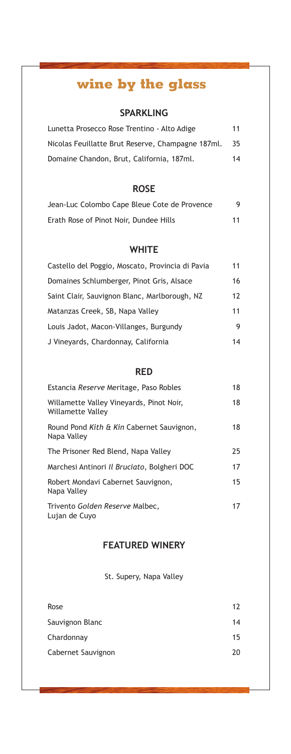# wine by the glass

## SPARKLING

| | |
|---|---|
| Lunetta Prosecco Rose Trentino - Alto Adige | 11 |
| Nicolas Feuillatte Brut Reserve, Champagne 187ml. | 35 |
| Domaine Chandon, Brut, California, 187ml. | 14 |

## ROSE

| | |
|---|---|
| Jean-Luc Colombo Cape Bleue Cote de Provence | 9 |
| Erath Rose of Pinot Noir, Dundee Hills | 11 |

## WHITE

| | |
|---|---|
| Castello del Poggio, Moscato, Provincia di Pavia | 11 |
| Domaines Schlumberger, Pinot Gris, Alsace | 16 |
| Saint Clair, Sauvignon Blanc, Marlborough, NZ | 12 |
| Matanzas Creek, SB, Napa Valley | 11 |
| Louis Jadot, Macon-Villanges, Burgundy | 9 |
| J Vineyards, Chardonnay, California | 14 |

## RED

| | |
|---|---|
| Estancia *Reserve* Meritage, Paso Robles | 18 |
| Willamette Valley Vineyards, Pinot Noir, Willamette Valley | 18 |
| Round Pond *Kith & Kin* Cabernet Sauvignon, Napa Valley | 18 |
| The Prisoner Red Blend, Napa Valley | 25 |
| Marchesi Antinori *Il Bruciato*, Bolgheri DOC | 17 |
| Robert Mondavi Cabernet Sauvignon, Napa Valley | 15 |
| Trivento *Golden Reserve* Malbec, Lujan de Cuyo | 17 |

## FEATURED WINERY

St. Supery, Napa Valley

| | |
|---|---|
| Rose | 12 |
| Sauvignon Blanc | 14 |
| Chardonnay | 15 |
| Cabernet Sauvignon | 20 |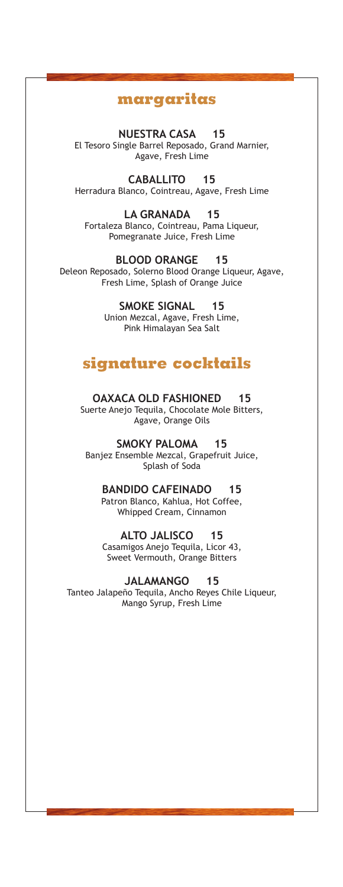## margaritas

**NUESTRA CASA 15**
El Tesoro Single Barrel Reposado, Grand Marnier, Agave, Fresh Lime

**CABALLITO 15**
Herradura Blanco, Cointreau, Agave, Fresh Lime

**LA GRANADA 15**
Fortaleza Blanco, Cointreau, Pama Liqueur, Pomegranate Juice, Fresh Lime

**BLOOD ORANGE 15**
Deleon Reposado, Solerno Blood Orange Liqueur, Agave, Fresh Lime, Splash of Orange Juice

**SMOKE SIGNAL 15**
Union Mezcal, Agave, Fresh Lime, Pink Himalayan Sea Salt

## signature cocktails

**OAXACA OLD FASHIONED 15**
Suerte Anejo Tequila, Chocolate Mole Bitters, Agave, Orange Oils

**SMOKY PALOMA 15**
Banjez Ensemble Mezcal, Grapefruit Juice, Splash of Soda

**BANDIDO CAFEINADO 15**
Patron Blanco, Kahlua, Hot Coffee, Whipped Cream, Cinnamon

**ALTO JALISCO 15**
Casamigos Anejo Tequila, Licor 43, Sweet Vermouth, Orange Bitters

**JALAMANGO 15**
Tanteo Jalapeño Tequila, Ancho Reyes Chile Liqueur, Mango Syrup, Fresh Lime